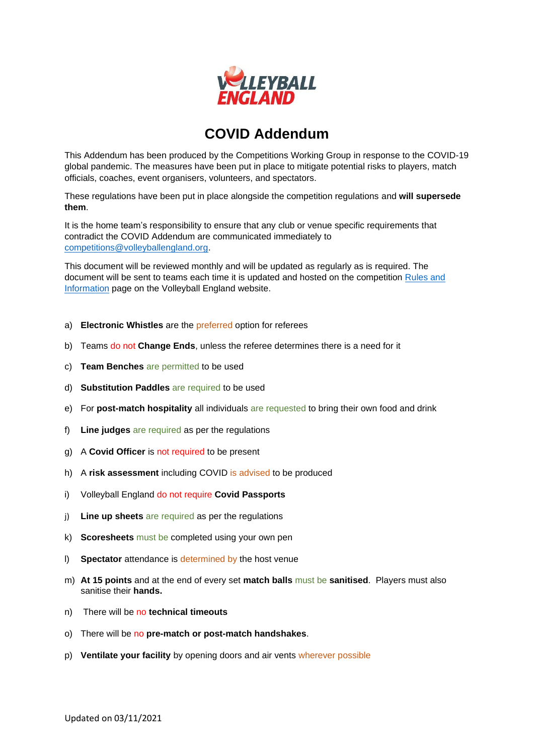# COVID Addendum

This Addendum has been produced by the Competitions Working Group in response to the COVID-19 global pandemic. The measures have been put in place to mitigate potential risks to players, match officials, coaches, event organisers, volunteers, and spectators.

These regulations have been put in place alongside the competition regulations and **will supersede them**.

It is the home team's responsibility to ensure that any club or venue specific requirements that contradict the COVID Addendum are communicated immediately to competitions@volleyballengland.org.

This document will be reviewed monthly and will be updated as regularly as is required. The document will be sent to teams each time it is updated and hosted on the competition Rules and Information page on the Volleyball England website.

a) **Electronic Whistles** are the preferred option for referees

b) Teams do not **Change Ends**, unless the referee determines there is a need for it

c) **Team Benches** are permitted to be used

d) **Substitution Paddles** are required to be used

e) For **post-match hospitality** all individuals are requested to bring their own food and drink

f) **Line judges** are required as per the regulations

g) A **Covid Officer** is not required to be present

h) A **risk assessment** including COVID is advised to be produced

i) Volleyball England do not require **Covid Passports**

j) **Line up sheets** are required as per the regulations

k) **Scoresheets** must be completed using your own pen

l) **Spectator** attendance is determined by the host venue

m) **At 15 points** and at the end of every set **match balls** must be **sanitised**. Players must also sanitise their **hands.**

n) There will be no **technical timeouts**

o) There will be no **pre-match or post-match handshakes**.

p) **Ventilate your facility** by opening doors and air vents wherever possible

Updated on 03/11/2021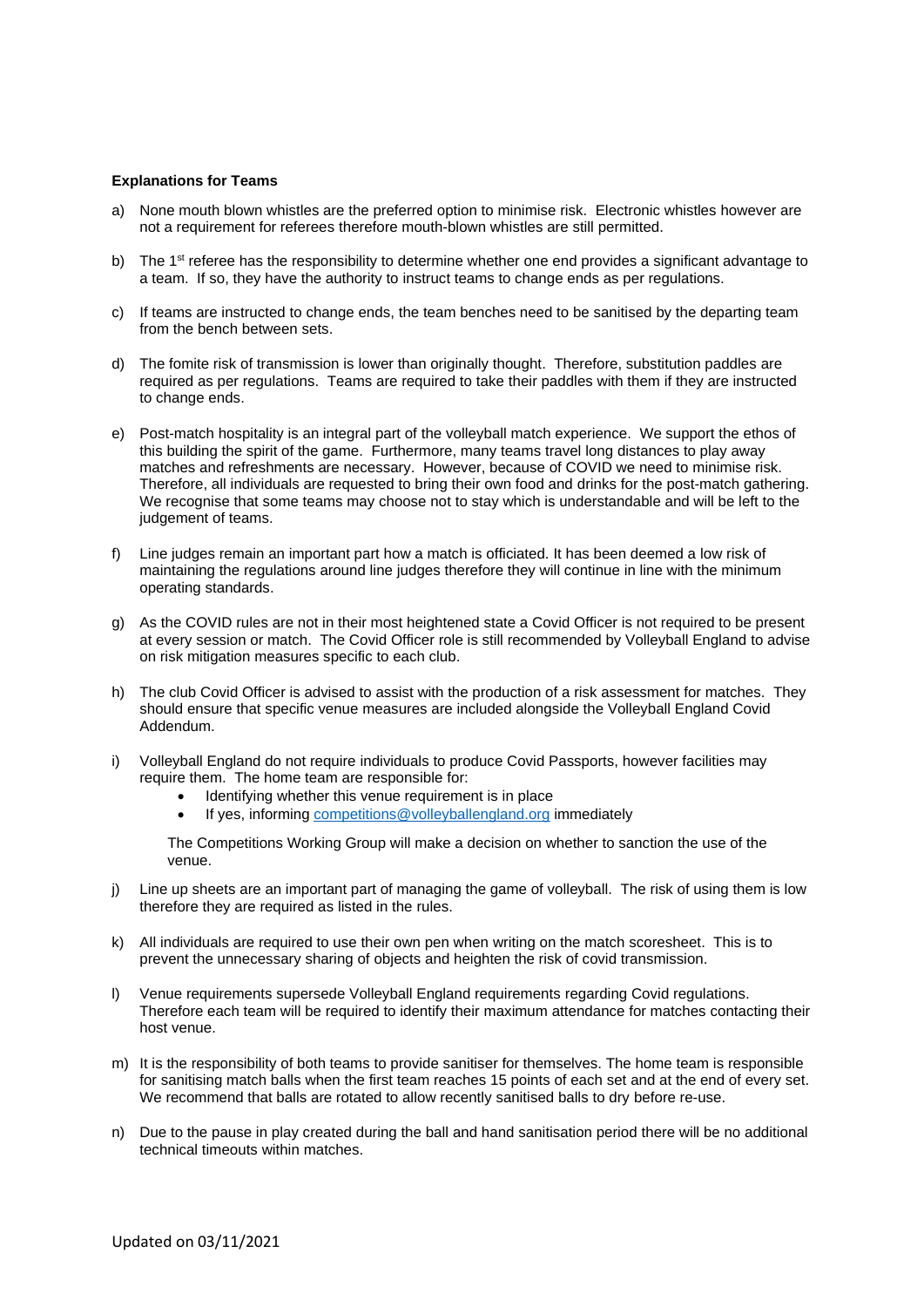**Explanations for Teams**

a) None mouth blown whistles are the preferred option to minimise risk. Electronic whistles however are not a requirement for referees therefore mouth-blown whistles are still permitted.

b) The 1st referee has the responsibility to determine whether one end provides a significant advantage to a team. If so, they have the authority to instruct teams to change ends as per regulations.

c) If teams are instructed to change ends, the team benches need to be sanitised by the departing team from the bench between sets.

d) The fomite risk of transmission is lower than originally thought. Therefore, substitution paddles are required as per regulations. Teams are required to take their paddles with them if they are instructed to change ends.

e) Post-match hospitality is an integral part of the volleyball match experience. We support the ethos of this building the spirit of the game. Furthermore, many teams travel long distances to play away matches and refreshments are necessary. However, because of COVID we need to minimise risk. Therefore, all individuals are requested to bring their own food and drinks for the post-match gathering. We recognise that some teams may choose not to stay which is understandable and will be left to the judgement of teams.

f) Line judges remain an important part how a match is officiated. It has been deemed a low risk of maintaining the regulations around line judges therefore they will continue in line with the minimum operating standards.

g) As the COVID rules are not in their most heightened state a Covid Officer is not required to be present at every session or match. The Covid Officer role is still recommended by Volleyball England to advise on risk mitigation measures specific to each club.

h) The club Covid Officer is advised to assist with the production of a risk assessment for matches. They should ensure that specific venue measures are included alongside the Volleyball England Covid Addendum.

i) Volleyball England do not require individuals to produce Covid Passports, however facilities may require them. The home team are responsible for:
   - Identifying whether this venue requirement is in place
   - If yes, informing competitions@volleyballengland.org immediately

   The Competitions Working Group will make a decision on whether to sanction the use of the venue.

j) Line up sheets are an important part of managing the game of volleyball. The risk of using them is low therefore they are required as listed in the rules.

k) All individuals are required to use their own pen when writing on the match scoresheet. This is to prevent the unnecessary sharing of objects and heighten the risk of covid transmission.

l) Venue requirements supersede Volleyball England requirements regarding Covid regulations. Therefore each team will be required to identify their maximum attendance for matches contacting their host venue.

m) It is the responsibility of both teams to provide sanitiser for themselves. The home team is responsible for sanitising match balls when the first team reaches 15 points of each set and at the end of every set. We recommend that balls are rotated to allow recently sanitised balls to dry before re-use.

n) Due to the pause in play created during the ball and hand sanitisation period there will be no additional technical timeouts within matches.

Updated on 03/11/2021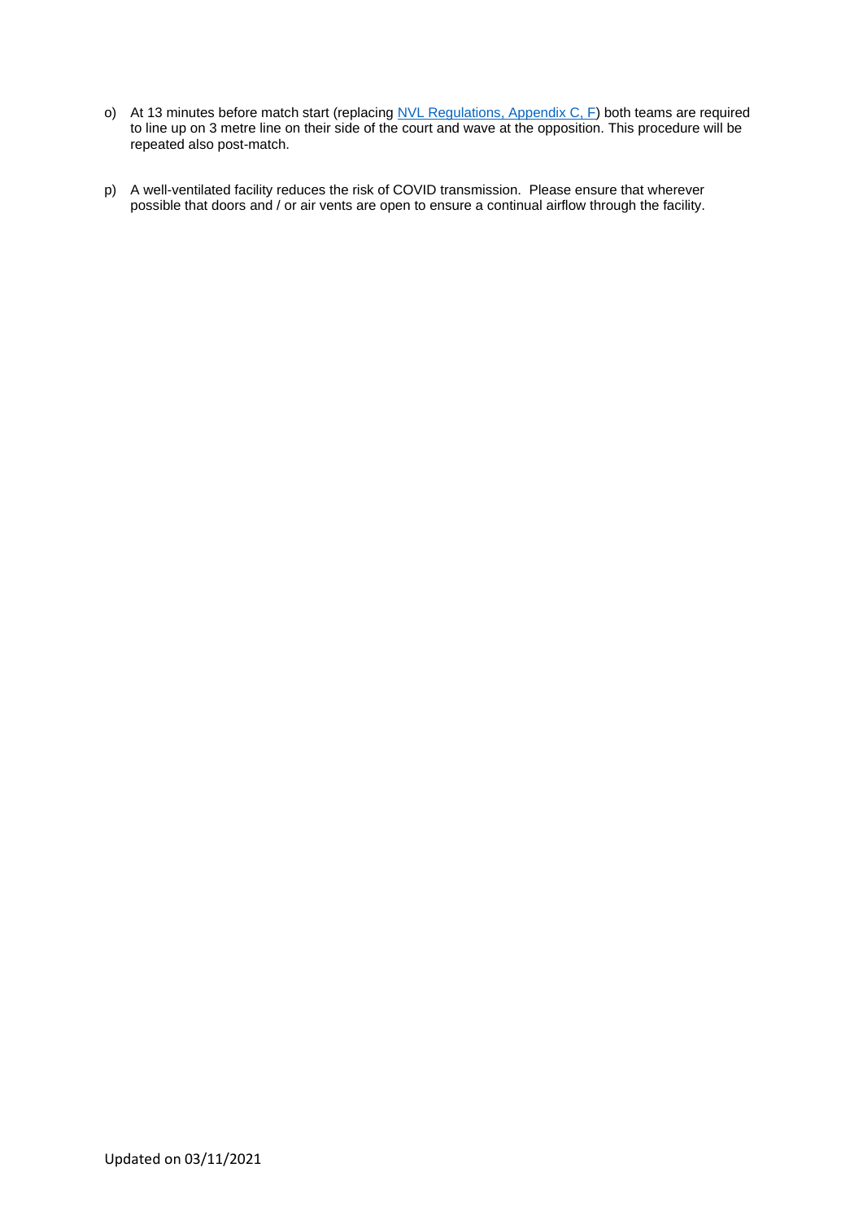o) At 13 minutes before match start (replacing [NVL Regulations, Appendix C, F]) both teams are required to line up on 3 metre line on their side of the court and wave at the opposition. This procedure will be repeated also post-match.

p) A well-ventilated facility reduces the risk of COVID transmission. Please ensure that wherever possible that doors and / or air vents are open to ensure a continual airflow through the facility.

Updated on 03/11/2021